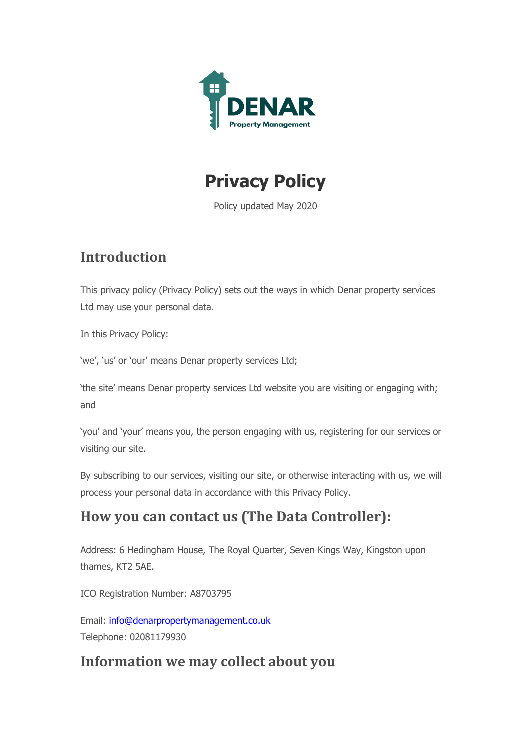DENAR

Property Management

# Privacy Policy

Policy updated May 2020

## Introduction

This privacy policy (Privacy Policy) sets out the ways in which Denar property services Ltd may use your personal data.

In this Privacy Policy:

'we', 'us' or 'our' means Denar property services Ltd;

'the site' means Denar property services Ltd website you are visiting or engaging with; and

'you' and 'your' means you, the person engaging with us, registering for our services or visiting our site.

By subscribing to our services, visiting our site, or otherwise interacting with us, we will process your personal data in accordance with this Privacy Policy.

## How you can contact us (The Data Controller):

Address: 6 Hedingham House, The Royal Quarter, Seven Kings Way, Kingston upon thames, KT2 5AE.

ICO Registration Number: A8703795

Email: info@denarpropertymanagement.co.uk
Telephone: 02081179930

## Information we may collect about you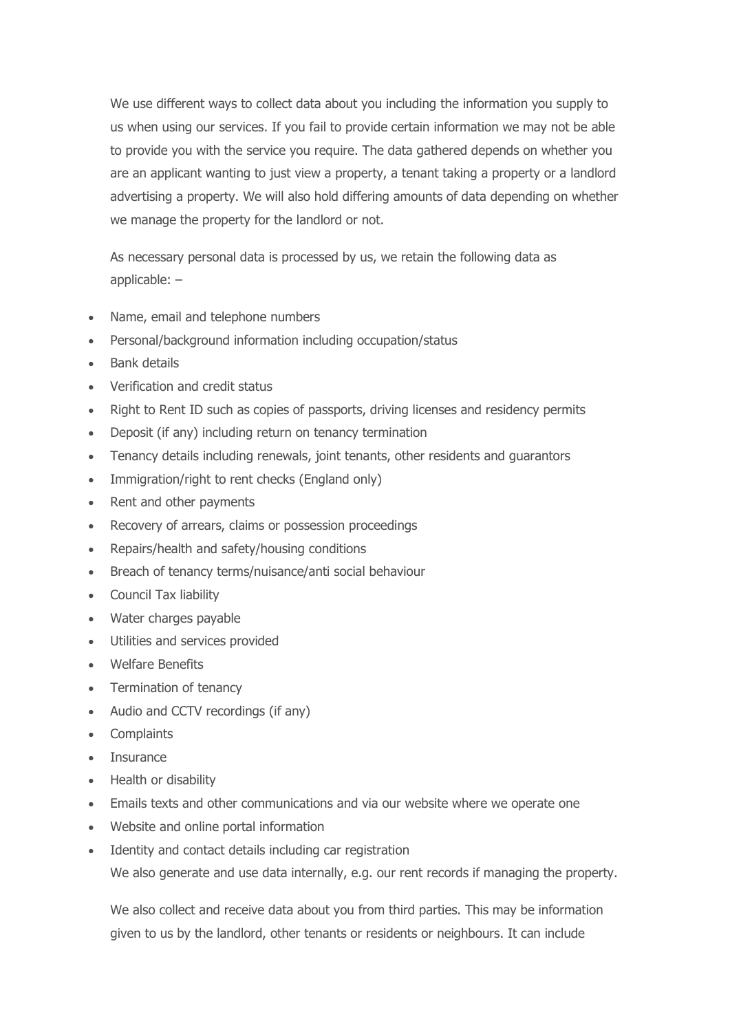We use different ways to collect data about you including the information you supply to us when using our services. If you fail to provide certain information we may not be able to provide you with the service you require. The data gathered depends on whether you are an applicant wanting to just view a property, a tenant taking a property or a landlord advertising a property. We will also hold differing amounts of data depending on whether we manage the property for the landlord or not.

As necessary personal data is processed by us, we retain the following data as applicable: –

- Name, email and telephone numbers
- Personal/background information including occupation/status
- Bank details
- Verification and credit status
- Right to Rent ID such as copies of passports, driving licenses and residency permits
- Deposit (if any) including return on tenancy termination
- Tenancy details including renewals, joint tenants, other residents and guarantors
- Immigration/right to rent checks (England only)
- Rent and other payments
- Recovery of arrears, claims or possession proceedings
- Repairs/health and safety/housing conditions
- Breach of tenancy terms/nuisance/anti social behaviour
- Council Tax liability
- Water charges payable
- Utilities and services provided
- Welfare Benefits
- Termination of tenancy
- Audio and CCTV recordings (if any)
- Complaints
- Insurance
- Health or disability
- Emails texts and other communications and via our website where we operate one
- Website and online portal information
- Identity and contact details including car registration

We also generate and use data internally, e.g. our rent records if managing the property.

We also collect and receive data about you from third parties. This may be information given to us by the landlord, other tenants or residents or neighbours. It can include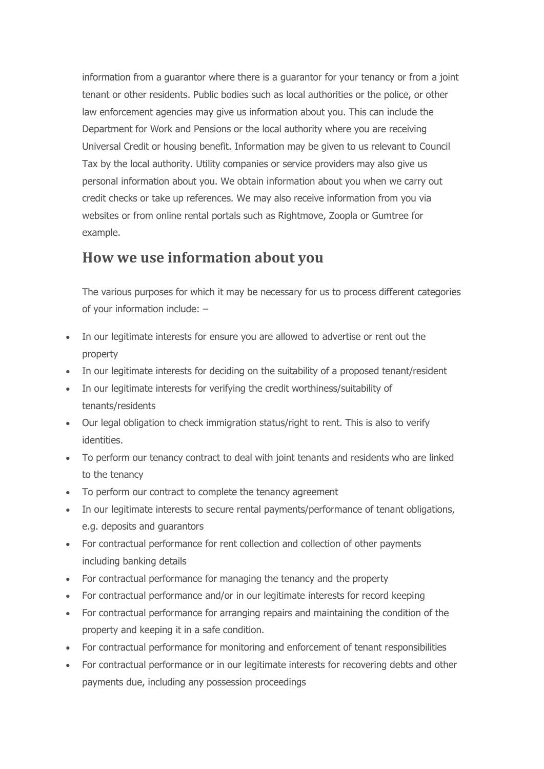information from a guarantor where there is a guarantor for your tenancy or from a joint tenant or other residents. Public bodies such as local authorities or the police, or other law enforcement agencies may give us information about you. This can include the Department for Work and Pensions or the local authority where you are receiving Universal Credit or housing benefit. Information may be given to us relevant to Council Tax by the local authority. Utility companies or service providers may also give us personal information about you. We obtain information about you when we carry out credit checks or take up references. We may also receive information from you via websites or from online rental portals such as Rightmove, Zoopla or Gumtree for example.

## How we use information about you

The various purposes for which it may be necessary for us to process different categories of your information include: –

- In our legitimate interests for ensure you are allowed to advertise or rent out the property
- In our legitimate interests for deciding on the suitability of a proposed tenant/resident
- In our legitimate interests for verifying the credit worthiness/suitability of tenants/residents
- Our legal obligation to check immigration status/right to rent. This is also to verify identities.
- To perform our tenancy contract to deal with joint tenants and residents who are linked to the tenancy
- To perform our contract to complete the tenancy agreement
- In our legitimate interests to secure rental payments/performance of tenant obligations, e.g. deposits and guarantors
- For contractual performance for rent collection and collection of other payments including banking details
- For contractual performance for managing the tenancy and the property
- For contractual performance and/or in our legitimate interests for record keeping
- For contractual performance for arranging repairs and maintaining the condition of the property and keeping it in a safe condition.
- For contractual performance for monitoring and enforcement of tenant responsibilities
- For contractual performance or in our legitimate interests for recovering debts and other payments due, including any possession proceedings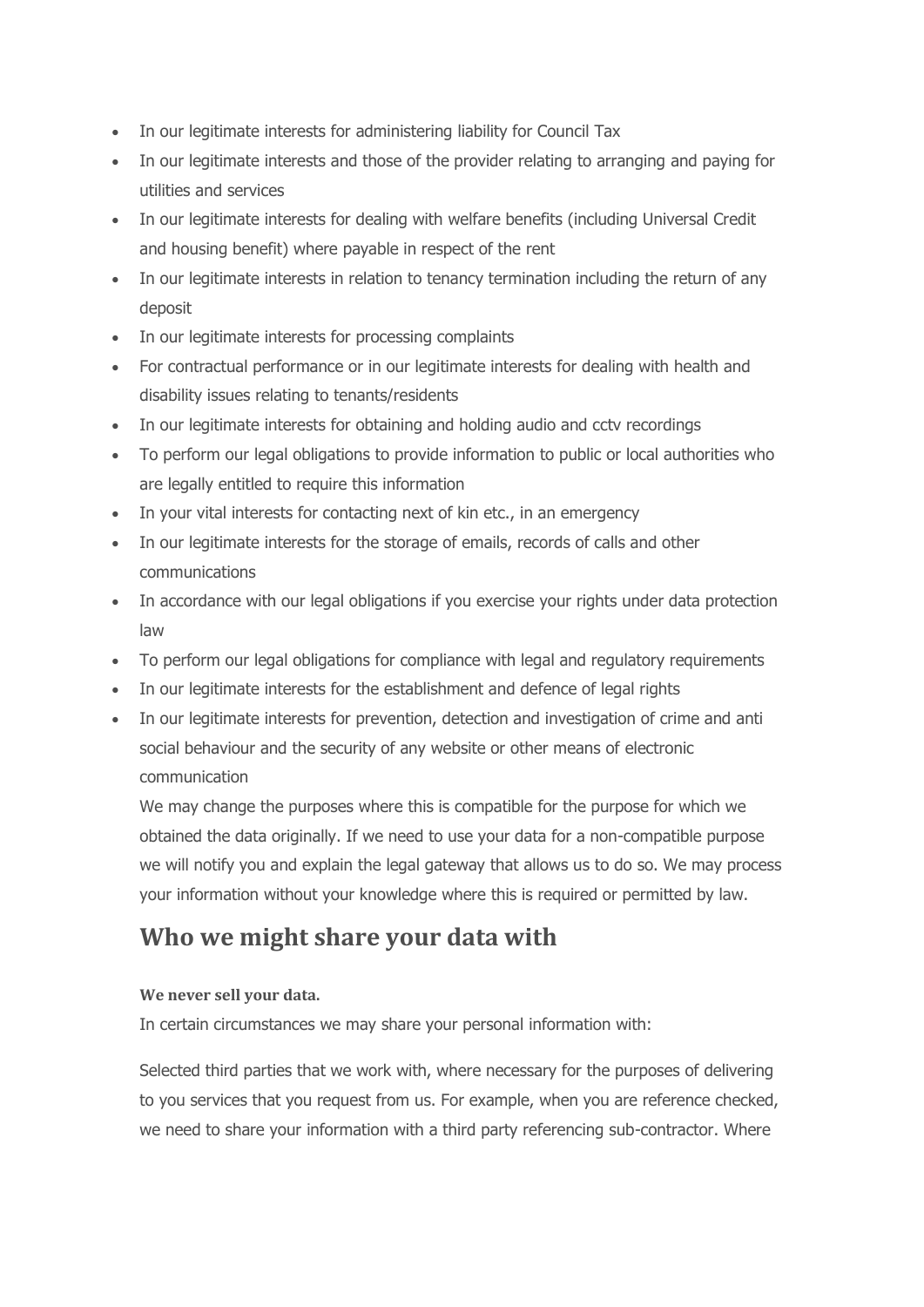- In our legitimate interests for administering liability for Council Tax
- In our legitimate interests and those of the provider relating to arranging and paying for utilities and services
- In our legitimate interests for dealing with welfare benefits (including Universal Credit and housing benefit) where payable in respect of the rent
- In our legitimate interests in relation to tenancy termination including the return of any deposit
- In our legitimate interests for processing complaints
- For contractual performance or in our legitimate interests for dealing with health and disability issues relating to tenants/residents
- In our legitimate interests for obtaining and holding audio and cctv recordings
- To perform our legal obligations to provide information to public or local authorities who are legally entitled to require this information
- In your vital interests for contacting next of kin etc., in an emergency
- In our legitimate interests for the storage of emails, records of calls and other communications
- In accordance with our legal obligations if you exercise your rights under data protection law
- To perform our legal obligations for compliance with legal and regulatory requirements
- In our legitimate interests for the establishment and defence of legal rights
- In our legitimate interests for prevention, detection and investigation of crime and anti social behaviour and the security of any website or other means of electronic communication

  We may change the purposes where this is compatible for the purpose for which we obtained the data originally. If we need to use your data for a non-compatible purpose we will notify you and explain the legal gateway that allows us to do so. We may process your information without your knowledge where this is required or permitted by law.

## Who we might share your data with

**We never sell your data.**

In certain circumstances we may share your personal information with:

Selected third parties that we work with, where necessary for the purposes of delivering to you services that you request from us. For example, when you are reference checked, we need to share your information with a third party referencing sub-contractor. Where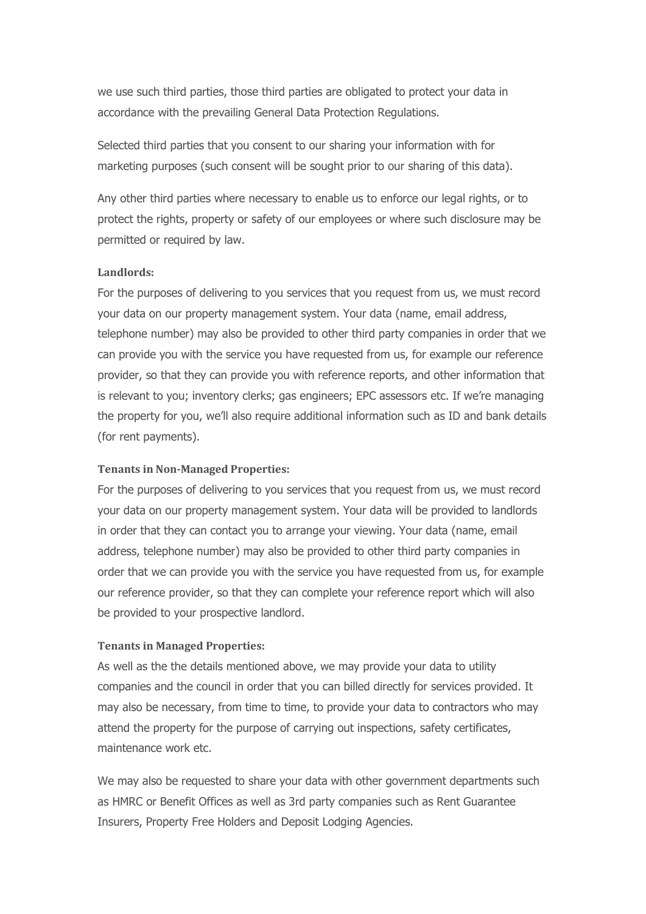we use such third parties, those third parties are obligated to protect your data in accordance with the prevailing General Data Protection Regulations.

Selected third parties that you consent to our sharing your information with for marketing purposes (such consent will be sought prior to our sharing of this data).

Any other third parties where necessary to enable us to enforce our legal rights, or to protect the rights, property or safety of our employees or where such disclosure may be permitted or required by law.

**Landlords:**
For the purposes of delivering to you services that you request from us, we must record your data on our property management system. Your data (name, email address, telephone number) may also be provided to other third party companies in order that we can provide you with the service you have requested from us, for example our reference provider, so that they can provide you with reference reports, and other information that is relevant to you; inventory clerks; gas engineers; EPC assessors etc. If we're managing the property for you, we'll also require additional information such as ID and bank details (for rent payments).

**Tenants in Non-Managed Properties:**
For the purposes of delivering to you services that you request from us, we must record your data on our property management system. Your data will be provided to landlords in order that they can contact you to arrange your viewing. Your data (name, email address, telephone number) may also be provided to other third party companies in order that we can provide you with the service you have requested from us, for example our reference provider, so that they can complete your reference report which will also be provided to your prospective landlord.

**Tenants in Managed Properties:**
As well as the the details mentioned above, we may provide your data to utility companies and the council in order that you can billed directly for services provided. It may also be necessary, from time to time, to provide your data to contractors who may attend the property for the purpose of carrying out inspections, safety certificates, maintenance work etc.

We may also be requested to share your data with other government departments such as HMRC or Benefit Offices as well as 3rd party companies such as Rent Guarantee Insurers, Property Free Holders and Deposit Lodging Agencies.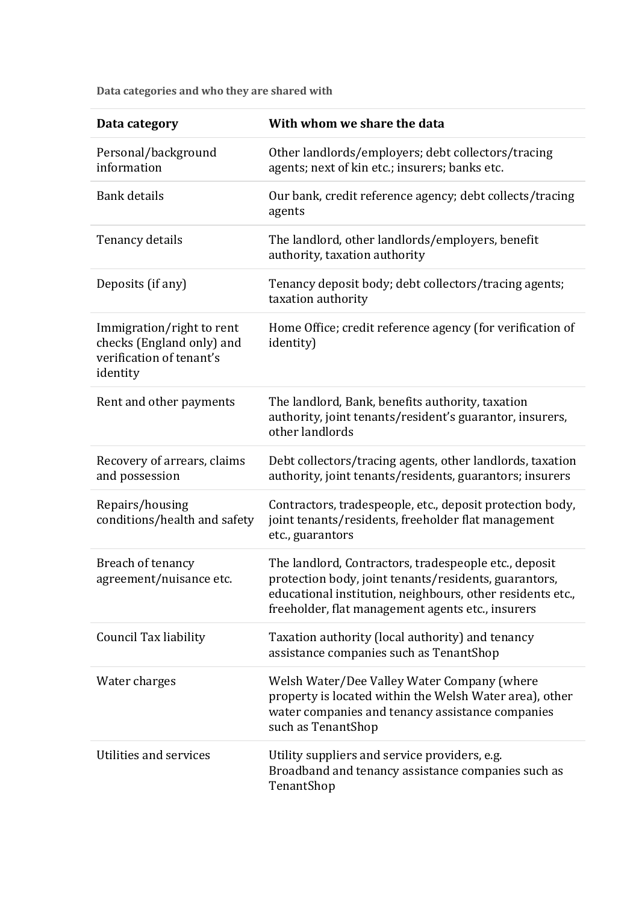**Data categories and who they are shared with**

| Data category | With whom we share the data |
|---|---|
| Personal/background information | Other landlords/employers; debt collectors/tracing agents; next of kin etc.; insurers; banks etc. |
| Bank details | Our bank, credit reference agency; debt collects/tracing agents |
| Tenancy details | The landlord, other landlords/employers, benefit authority, taxation authority |
| Deposits (if any) | Tenancy deposit body; debt collectors/tracing agents; taxation authority |
| Immigration/right to rent checks (England only) and verification of tenant's identity | Home Office; credit reference agency (for verification of identity) |
| Rent and other payments | The landlord, Bank, benefits authority, taxation authority, joint tenants/resident's guarantor, insurers, other landlords |
| Recovery of arrears, claims and possession | Debt collectors/tracing agents, other landlords, taxation authority, joint tenants/residents, guarantors; insurers |
| Repairs/housing conditions/health and safety | Contractors, tradespeople, etc., deposit protection body, joint tenants/residents, freeholder flat management etc., guarantors |
| Breach of tenancy agreement/nuisance etc. | The landlord, Contractors, tradespeople etc., deposit protection body, joint tenants/residents, guarantors, educational institution, neighbours, other residents etc., freeholder, flat management agents etc., insurers |
| Council Tax liability | Taxation authority (local authority) and tenancy assistance companies such as TenantShop |
| Water charges | Welsh Water/Dee Valley Water Company (where property is located within the Welsh Water area), other water companies and tenancy assistance companies such as TenantShop |
| Utilities and services | Utility suppliers and service providers, e.g. Broadband and tenancy assistance companies such as TenantShop |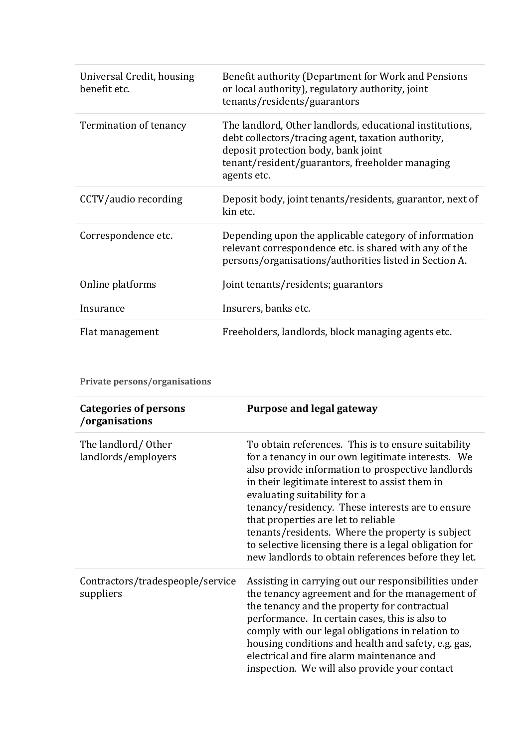| | |
|---|---|
| Universal Credit, housing benefit etc. | Benefit authority (Department for Work and Pensions or local authority), regulatory authority, joint tenants/residents/guarantors |
| Termination of tenancy | The landlord, Other landlords, educational institutions, debt collectors/tracing agent, taxation authority, deposit protection body, bank joint tenant/resident/guarantors, freeholder managing agents etc. |
| CCTV/audio recording | Deposit body, joint tenants/residents, guarantor, next of kin etc. |
| Correspondence etc. | Depending upon the applicable category of information relevant correspondence etc. is shared with any of the persons/organisations/authorities listed in Section A. |
| Online platforms | Joint tenants/residents; guarantors |
| Insurance | Insurers, banks etc. |
| Flat management | Freeholders, landlords, block managing agents etc. |

**Private persons/organisations**

| Categories of persons /organisations | Purpose and legal gateway |
|---|---|
| The landlord/ Other landlords/employers | To obtain references. This is to ensure suitability for a tenancy in our own legitimate interests. We also provide information to prospective landlords in their legitimate interest to assist them in evaluating suitability for a tenancy/residency. These interests are to ensure that properties are let to reliable tenants/residents. Where the property is subject to selective licensing there is a legal obligation for new landlords to obtain references before they let. |
| Contractors/tradespeople/service suppliers | Assisting in carrying out our responsibilities under the tenancy agreement and for the management of the tenancy and the property for contractual performance. In certain cases, this is also to comply with our legal obligations in relation to housing conditions and health and safety, e.g. gas, electrical and fire alarm maintenance and inspection. We will also provide your contact |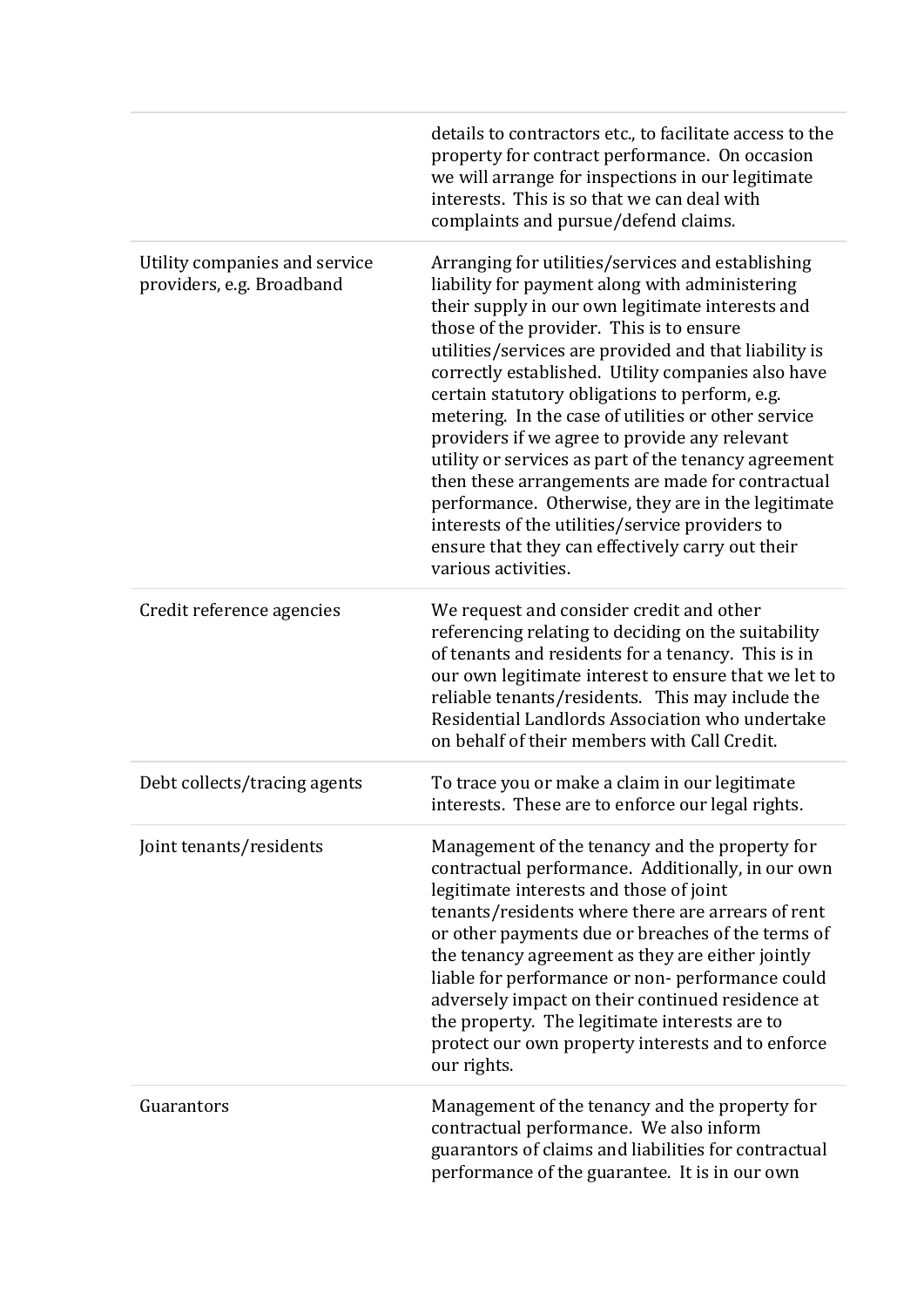| | |
|---|---|
| | details to contractors etc., to facilitate access to the property for contract performance. On occasion we will arrange for inspections in our legitimate interests. This is so that we can deal with complaints and pursue/defend claims. |
| Utility companies and service providers, e.g. Broadband | Arranging for utilities/services and establishing liability for payment along with administering their supply in our own legitimate interests and those of the provider. This is to ensure utilities/services are provided and that liability is correctly established. Utility companies also have certain statutory obligations to perform, e.g. metering. In the case of utilities or other service providers if we agree to provide any relevant utility or services as part of the tenancy agreement then these arrangements are made for contractual performance. Otherwise, they are in the legitimate interests of the utilities/service providers to ensure that they can effectively carry out their various activities. |
| Credit reference agencies | We request and consider credit and other referencing relating to deciding on the suitability of tenants and residents for a tenancy. This is in our own legitimate interest to ensure that we let to reliable tenants/residents. This may include the Residential Landlords Association who undertake on behalf of their members with Call Credit. |
| Debt collects/tracing agents | To trace you or make a claim in our legitimate interests. These are to enforce our legal rights. |
| Joint tenants/residents | Management of the tenancy and the property for contractual performance. Additionally, in our own legitimate interests and those of joint tenants/residents where there are arrears of rent or other payments due or breaches of the terms of the tenancy agreement as they are either jointly liable for performance or non- performance could adversely impact on their continued residence at the property. The legitimate interests are to protect our own property interests and to enforce our rights. |
| Guarantors | Management of the tenancy and the property for contractual performance. We also inform guarantors of claims and liabilities for contractual performance of the guarantee. It is in our own |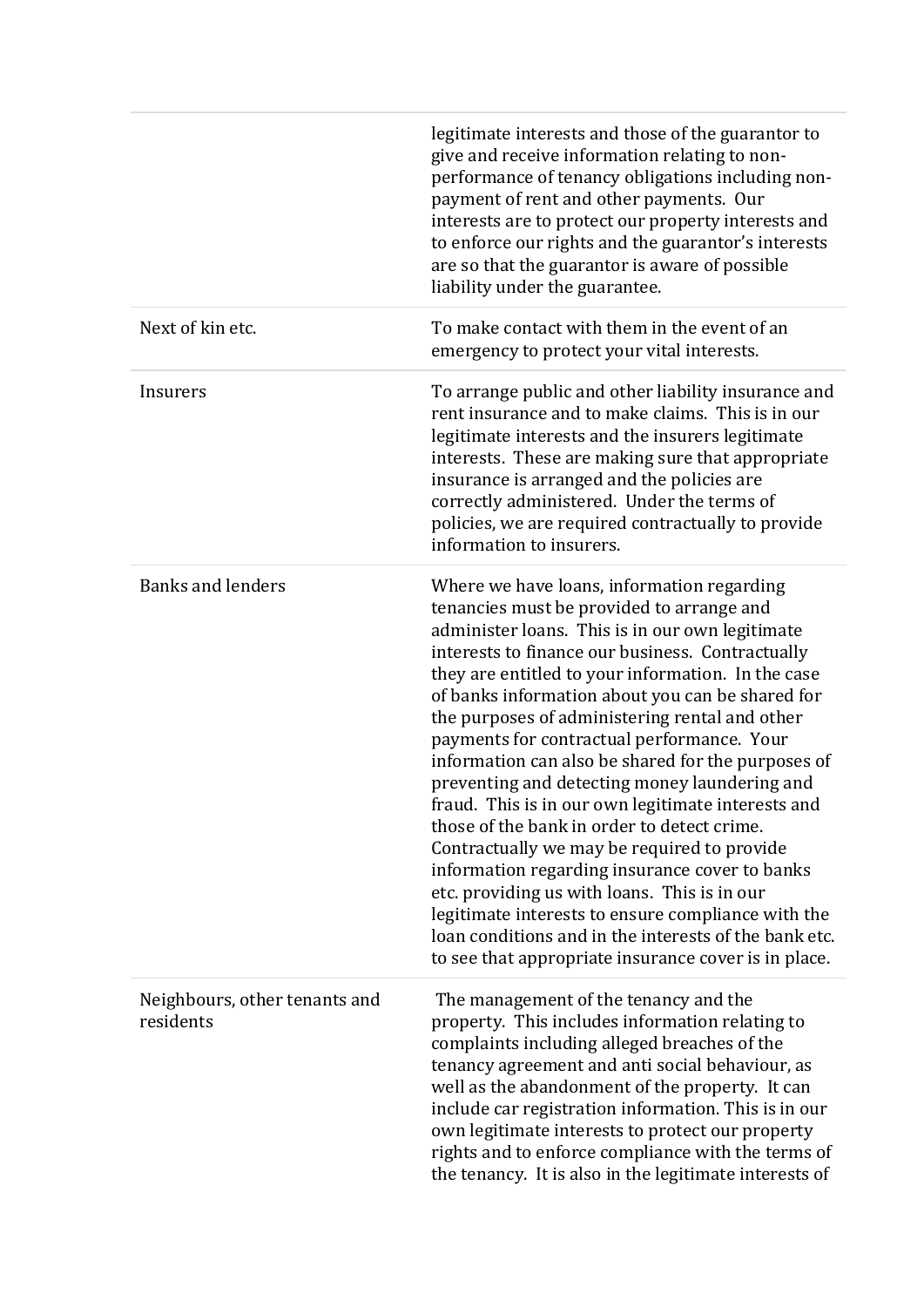| | |
|---|---|
| | legitimate interests and those of the guarantor to give and receive information relating to non-performance of tenancy obligations including non-payment of rent and other payments. Our interests are to protect our property interests and to enforce our rights and the guarantor's interests are so that the guarantor is aware of possible liability under the guarantee. |
| Next of kin etc. | To make contact with them in the event of an emergency to protect your vital interests. |
| Insurers | To arrange public and other liability insurance and rent insurance and to make claims. This is in our legitimate interests and the insurers legitimate interests. These are making sure that appropriate insurance is arranged and the policies are correctly administered. Under the terms of policies, we are required contractually to provide information to insurers. |
| Banks and lenders | Where we have loans, information regarding tenancies must be provided to arrange and administer loans. This is in our own legitimate interests to finance our business. Contractually they are entitled to your information. In the case of banks information about you can be shared for the purposes of administering rental and other payments for contractual performance. Your information can also be shared for the purposes of preventing and detecting money laundering and fraud. This is in our own legitimate interests and those of the bank in order to detect crime. Contractually we may be required to provide information regarding insurance cover to banks etc. providing us with loans. This is in our legitimate interests to ensure compliance with the loan conditions and in the interests of the bank etc. to see that appropriate insurance cover is in place. |
| Neighbours, other tenants and residents | The management of the tenancy and the property. This includes information relating to complaints including alleged breaches of the tenancy agreement and anti social behaviour, as well as the abandonment of the property. It can include car registration information. This is in our own legitimate interests to protect our property rights and to enforce compliance with the terms of the tenancy. It is also in the legitimate interests of |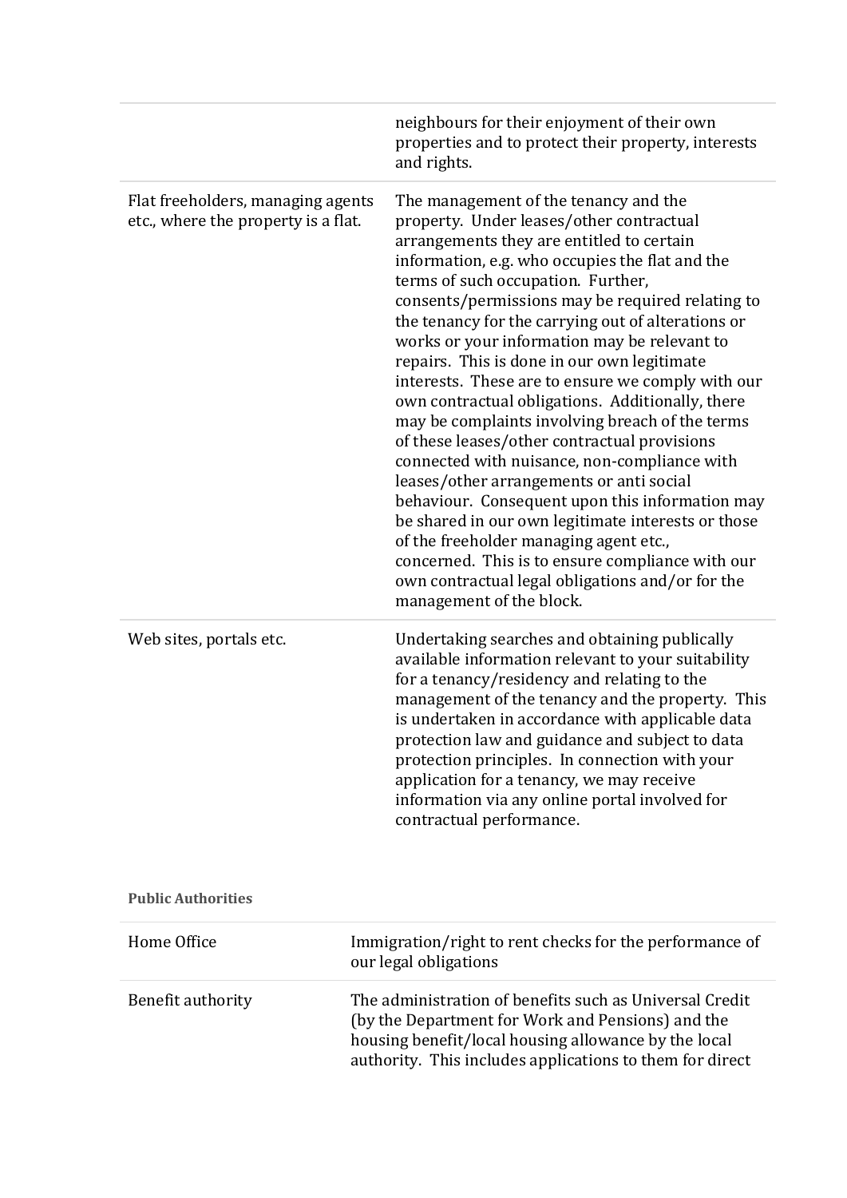| | |
|---|---|
| | neighbours for their enjoyment of their own properties and to protect their property, interests and rights. |
| Flat freeholders, managing agents etc., where the property is a flat. | The management of the tenancy and the property. Under leases/other contractual arrangements they are entitled to certain information, e.g. who occupies the flat and the terms of such occupation. Further, consents/permissions may be required relating to the tenancy for the carrying out of alterations or works or your information may be relevant to repairs. This is done in our own legitimate interests. These are to ensure we comply with our own contractual obligations. Additionally, there may be complaints involving breach of the terms of these leases/other contractual provisions connected with nuisance, non-compliance with leases/other arrangements or anti social behaviour. Consequent upon this information may be shared in our own legitimate interests or those of the freeholder managing agent etc., concerned. This is to ensure compliance with our own contractual legal obligations and/or for the management of the block. |
| Web sites, portals etc. | Undertaking searches and obtaining publically available information relevant to your suitability for a tenancy/residency and relating to the management of the tenancy and the property. This is undertaken in accordance with applicable data protection law and guidance and subject to data protection principles. In connection with your application for a tenancy, we may receive information via any online portal involved for contractual performance. |

**Public Authorities**

| | |
|---|---|
| Home Office | Immigration/right to rent checks for the performance of our legal obligations |
| Benefit authority | The administration of benefits such as Universal Credit (by the Department for Work and Pensions) and the housing benefit/local housing allowance by the local authority. This includes applications to them for direct |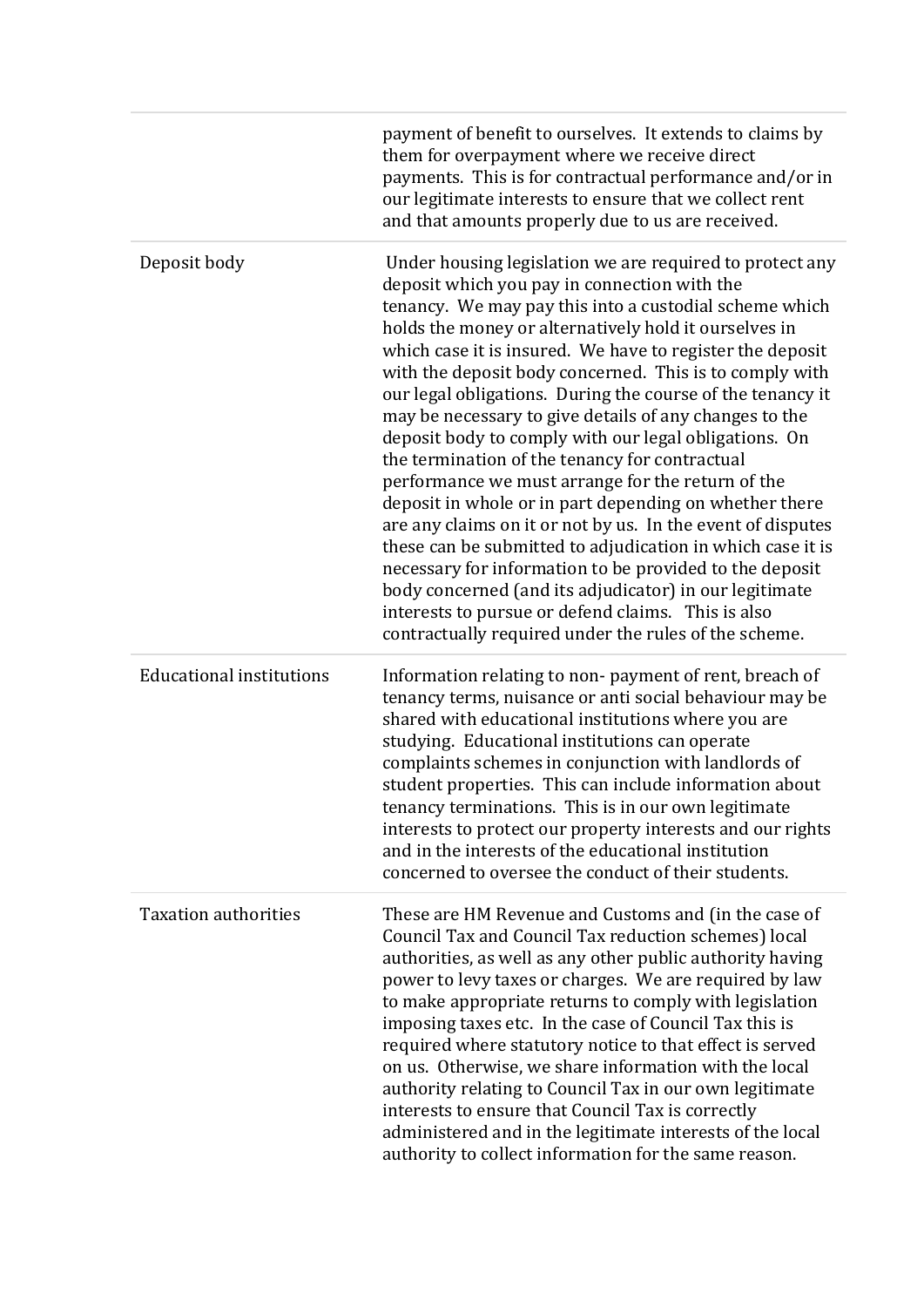| | |
|---|---|
| | payment of benefit to ourselves. It extends to claims by them for overpayment where we receive direct payments. This is for contractual performance and/or in our legitimate interests to ensure that we collect rent and that amounts properly due to us are received. |
| Deposit body | Under housing legislation we are required to protect any deposit which you pay in connection with the tenancy. We may pay this into a custodial scheme which holds the money or alternatively hold it ourselves in which case it is insured. We have to register the deposit with the deposit body concerned. This is to comply with our legal obligations. During the course of the tenancy it may be necessary to give details of any changes to the deposit body to comply with our legal obligations. On the termination of the tenancy for contractual performance we must arrange for the return of the deposit in whole or in part depending on whether there are any claims on it or not by us. In the event of disputes these can be submitted to adjudication in which case it is necessary for information to be provided to the deposit body concerned (and its adjudicator) in our legitimate interests to pursue or defend claims. This is also contractually required under the rules of the scheme. |
| Educational institutions | Information relating to non- payment of rent, breach of tenancy terms, nuisance or anti social behaviour may be shared with educational institutions where you are studying. Educational institutions can operate complaints schemes in conjunction with landlords of student properties. This can include information about tenancy terminations. This is in our own legitimate interests to protect our property interests and our rights and in the interests of the educational institution concerned to oversee the conduct of their students. |
| Taxation authorities | These are HM Revenue and Customs and (in the case of Council Tax and Council Tax reduction schemes) local authorities, as well as any other public authority having power to levy taxes or charges. We are required by law to make appropriate returns to comply with legislation imposing taxes etc. In the case of Council Tax this is required where statutory notice to that effect is served on us. Otherwise, we share information with the local authority relating to Council Tax in our own legitimate interests to ensure that Council Tax is correctly administered and in the legitimate interests of the local authority to collect information for the same reason. |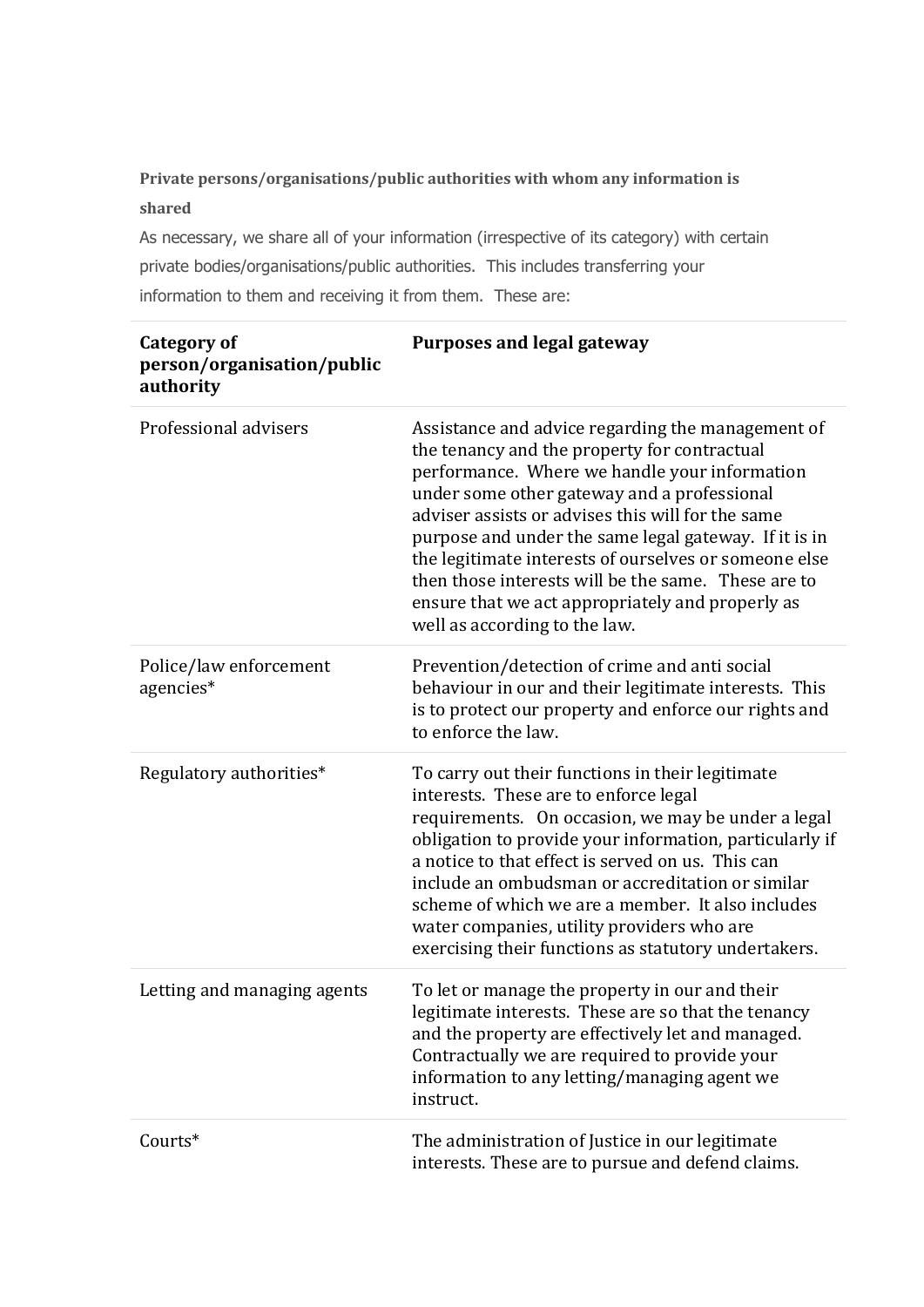**Private persons/organisations/public authorities with whom any information is shared**

As necessary, we share all of your information (irrespective of its category) with certain private bodies/organisations/public authorities. This includes transferring your information to them and receiving it from them. These are:

| Category of person/organisation/public authority | Purposes and legal gateway |
|---|---|
| Professional advisers | Assistance and advice regarding the management of the tenancy and the property for contractual performance. Where we handle your information under some other gateway and a professional adviser assists or advises this will for the same purpose and under the same legal gateway. If it is in the legitimate interests of ourselves or someone else then those interests will be the same. These are to ensure that we act appropriately and properly as well as according to the law. |
| Police/law enforcement agencies* | Prevention/detection of crime and anti social behaviour in our and their legitimate interests. This is to protect our property and enforce our rights and to enforce the law. |
| Regulatory authorities* | To carry out their functions in their legitimate interests. These are to enforce legal requirements. On occasion, we may be under a legal obligation to provide your information, particularly if a notice to that effect is served on us. This can include an ombudsman or accreditation or similar scheme of which we are a member. It also includes water companies, utility providers who are exercising their functions as statutory undertakers. |
| Letting and managing agents | To let or manage the property in our and their legitimate interests. These are so that the tenancy and the property are effectively let and managed. Contractually we are required to provide your information to any letting/managing agent we instruct. |
| Courts* | The administration of Justice in our legitimate interests. These are to pursue and defend claims. |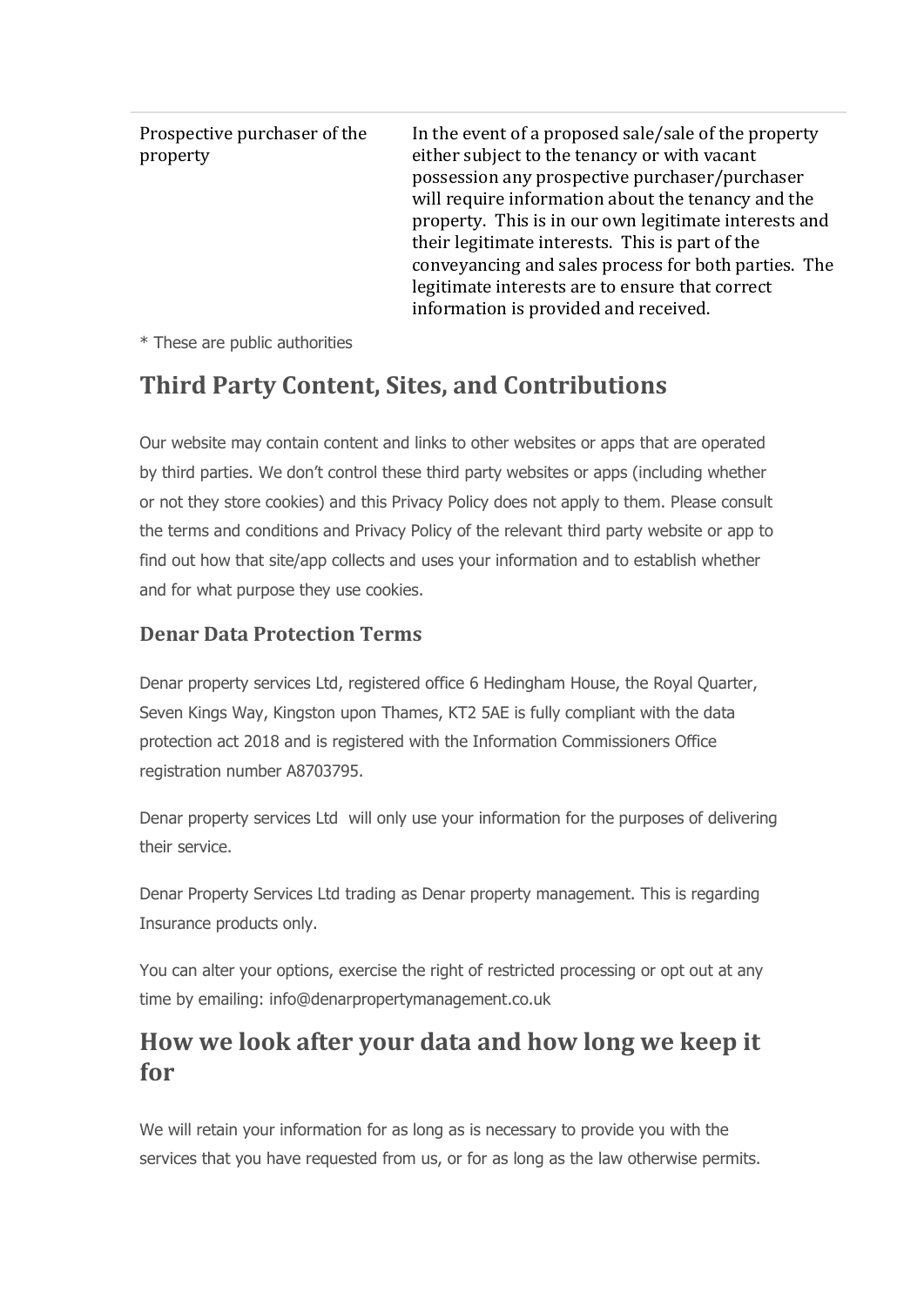| | |
|---|---|
| Prospective purchaser of the property | In the event of a proposed sale/sale of the property either subject to the tenancy or with vacant possession any prospective purchaser/purchaser will require information about the tenancy and the property. This is in our own legitimate interests and their legitimate interests. This is part of the conveyancing and sales process for both parties. The legitimate interests are to ensure that correct information is provided and received. |

* These are public authorities

## Third Party Content, Sites, and Contributions

Our website may contain content and links to other websites or apps that are operated by third parties. We don't control these third party websites or apps (including whether or not they store cookies) and this Privacy Policy does not apply to them. Please consult the terms and conditions and Privacy Policy of the relevant third party website or app to find out how that site/app collects and uses your information and to establish whether and for what purpose they use cookies.

### Denar Data Protection Terms

Denar property services Ltd, registered office 6 Hedingham House, the Royal Quarter, Seven Kings Way, Kingston upon Thames, KT2 5AE is fully compliant with the data protection act 2018 and is registered with the Information Commissioners Office registration number A8703795.

Denar property services Ltd will only use your information for the purposes of delivering their service.

Denar Property Services Ltd trading as Denar property management. This is regarding Insurance products only.

You can alter your options, exercise the right of restricted processing or opt out at any time by emailing: info@denarpropertymanagement.co.uk

## How we look after your data and how long we keep it for

We will retain your information for as long as is necessary to provide you with the services that you have requested from us, or for as long as the law otherwise permits.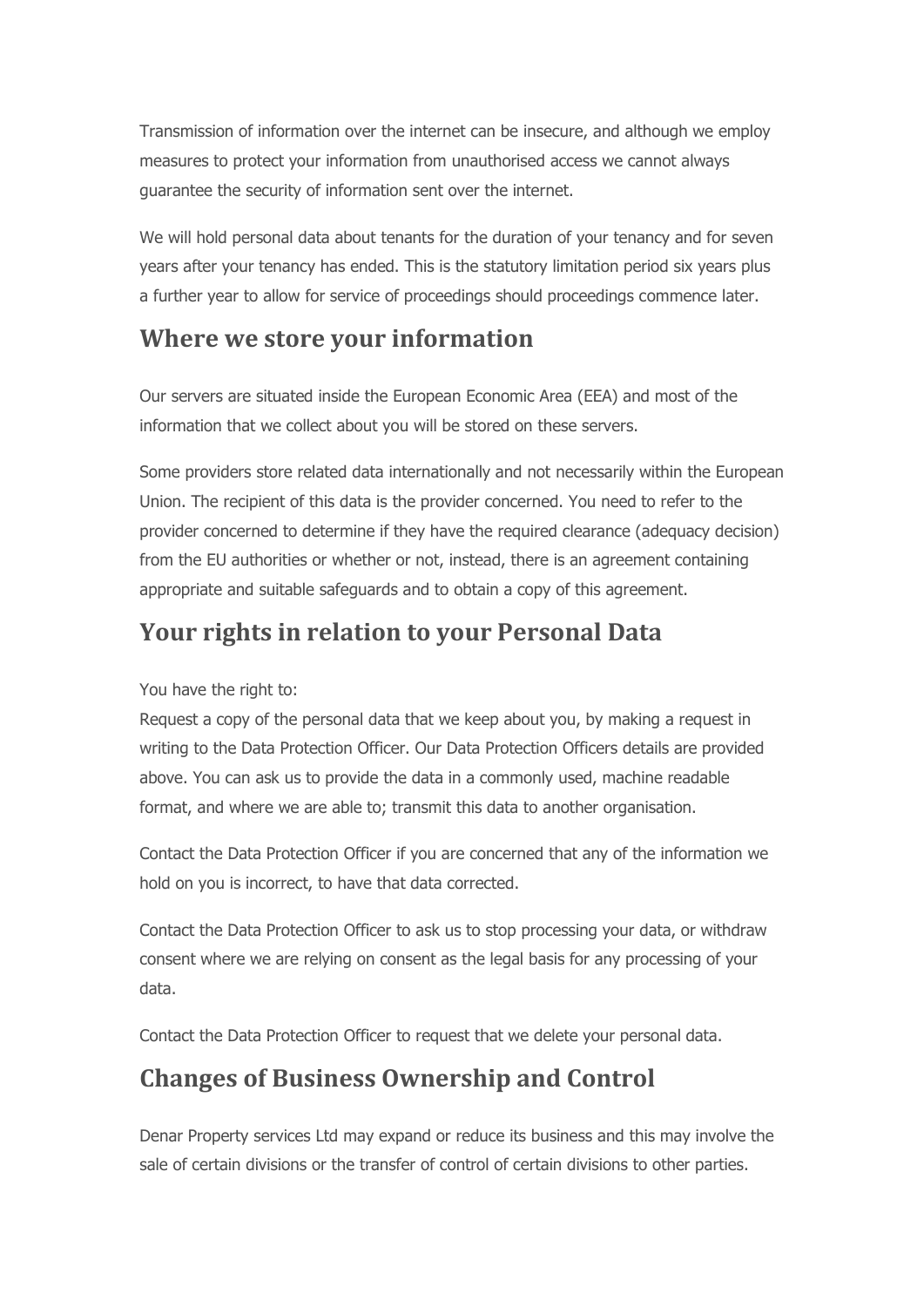Transmission of information over the internet can be insecure, and although we employ measures to protect your information from unauthorised access we cannot always guarantee the security of information sent over the internet.

We will hold personal data about tenants for the duration of your tenancy and for seven years after your tenancy has ended. This is the statutory limitation period six years plus a further year to allow for service of proceedings should proceedings commence later.

## Where we store your information

Our servers are situated inside the European Economic Area (EEA) and most of the information that we collect about you will be stored on these servers.

Some providers store related data internationally and not necessarily within the European Union. The recipient of this data is the provider concerned. You need to refer to the provider concerned to determine if they have the required clearance (adequacy decision) from the EU authorities or whether or not, instead, there is an agreement containing appropriate and suitable safeguards and to obtain a copy of this agreement.

## Your rights in relation to your Personal Data

You have the right to:
Request a copy of the personal data that we keep about you, by making a request in writing to the Data Protection Officer. Our Data Protection Officers details are provided above. You can ask us to provide the data in a commonly used, machine readable format, and where we are able to; transmit this data to another organisation.

Contact the Data Protection Officer if you are concerned that any of the information we hold on you is incorrect, to have that data corrected.

Contact the Data Protection Officer to ask us to stop processing your data, or withdraw consent where we are relying on consent as the legal basis for any processing of your data.

Contact the Data Protection Officer to request that we delete your personal data.

## Changes of Business Ownership and Control

Denar Property services Ltd may expand or reduce its business and this may involve the sale of certain divisions or the transfer of control of certain divisions to other parties.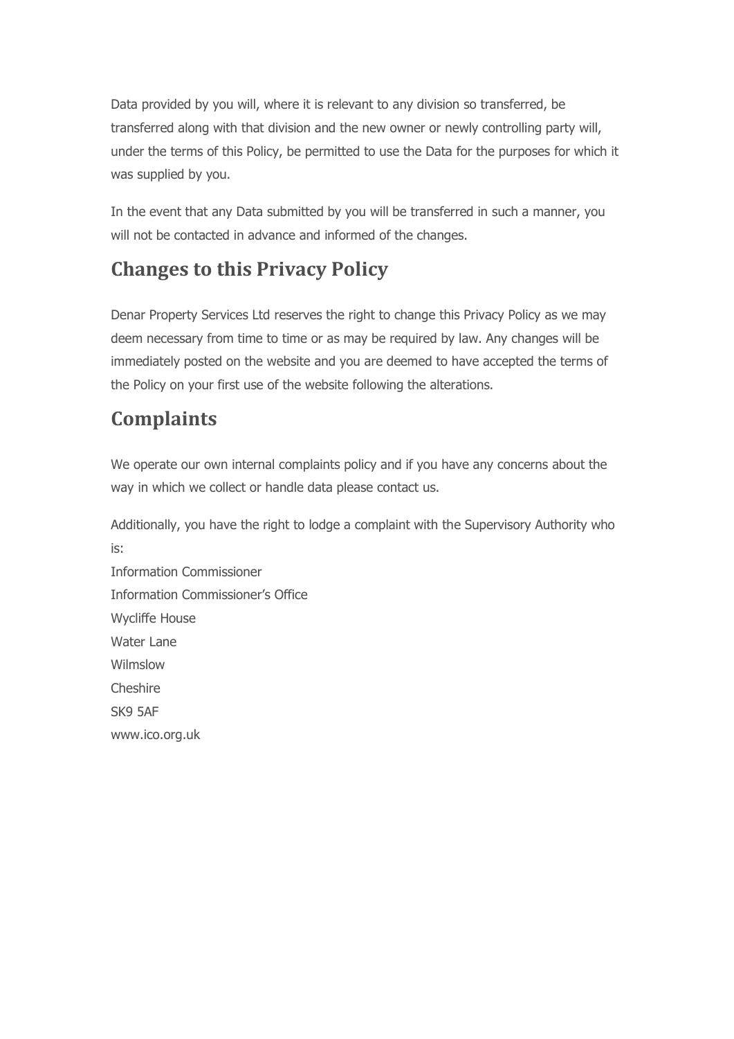Data provided by you will, where it is relevant to any division so transferred, be transferred along with that division and the new owner or newly controlling party will, under the terms of this Policy, be permitted to use the Data for the purposes for which it was supplied by you.

In the event that any Data submitted by you will be transferred in such a manner, you will not be contacted in advance and informed of the changes.

## Changes to this Privacy Policy

Denar Property Services Ltd reserves the right to change this Privacy Policy as we may deem necessary from time to time or as may be required by law. Any changes will be immediately posted on the website and you are deemed to have accepted the terms of the Policy on your first use of the website following the alterations.

## Complaints

We operate our own internal complaints policy and if you have any concerns about the way in which we collect or handle data please contact us.

Additionally, you have the right to lodge a complaint with the Supervisory Authority who is:
Information Commissioner
Information Commissioner's Office
Wycliffe House
Water Lane
Wilmslow
Cheshire
SK9 5AF
www.ico.org.uk